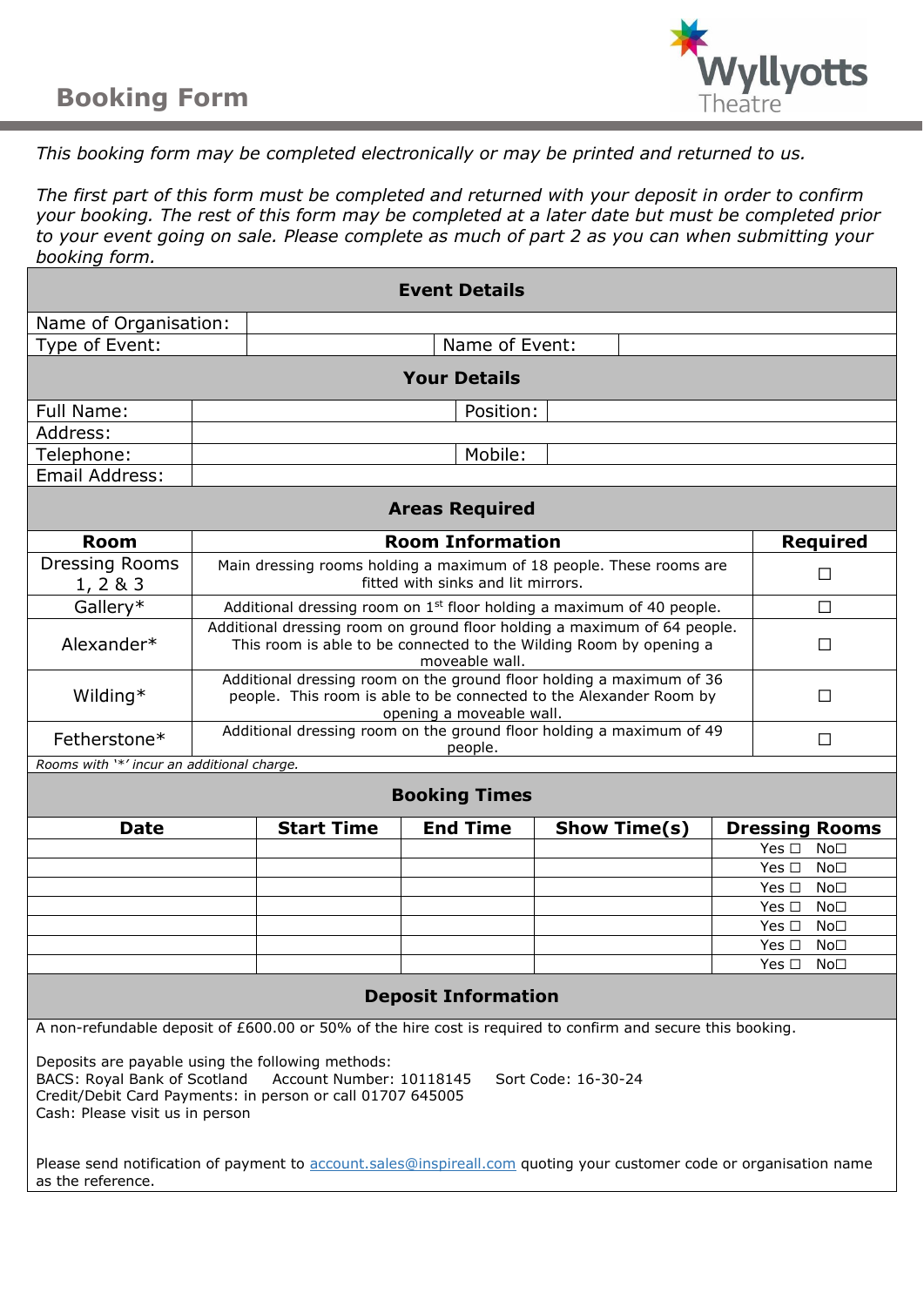# Booking Form

Wyllyotts Theatre

*This booking form may be completed electronically or may be printed and returned to us.*

*The first part of this form must be completed and returned with your deposit in order to confirm your booking. The rest of this form may be completed at a later date but must be completed prior to your event going on sale. Please complete as much of part 2 as you can when submitting your booking form.*

## Event Details

| | | | |
|---|---|---|---|
| Name of Organisation: | | | |
| Type of Event: | | Name of Event: | |

## Your Details

| | | | |
|---|---|---|---|
| Full Name: | | Position: | |
| Address: | | | |
| Telephone: | | Mobile: | |
| Email Address: | | | |

## Areas Required

| Room | Room Information | Required |
|---|---|---|
| Dressing Rooms 1, 2 & 3 | Main dressing rooms holding a maximum of 18 people. These rooms are fitted with sinks and lit mirrors. | ☐ |
| Gallery* | Additional dressing room on 1st floor holding a maximum of 40 people. | ☐ |
| Alexander* | Additional dressing room on ground floor holding a maximum of 64 people. This room is able to be connected to the Wilding Room by opening a moveable wall. | ☐ |
| Wilding* | Additional dressing room on the ground floor holding a maximum of 36 people. This room is able to be connected to the Alexander Room by opening a moveable wall. | ☐ |
| Fetherstone* | Additional dressing room on the ground floor holding a maximum of 49 people. | ☐ |

*Rooms with '*' incur an additional charge.*

## Booking Times

| Date | Start Time | End Time | Show Time(s) | Dressing Rooms |
|---|---|---|---|---|
| | | | | Yes ☐ No☐ |
| | | | | Yes ☐ No☐ |
| | | | | Yes ☐ No☐ |
| | | | | Yes ☐ No☐ |
| | | | | Yes ☐ No☐ |
| | | | | Yes ☐ No☐ |
| | | | | Yes ☐ No☐ |

## Deposit Information

A non-refundable deposit of £600.00 or 50% of the hire cost is required to confirm and secure this booking.

Deposits are payable using the following methods:
BACS: Royal Bank of Scotland Account Number: 10118145 Sort Code: 16-30-24
Credit/Debit Card Payments: in person or call 01707 645005
Cash: Please visit us in person

Please send notification of payment to account.sales@inspireall.com quoting your customer code or organisation name as the reference.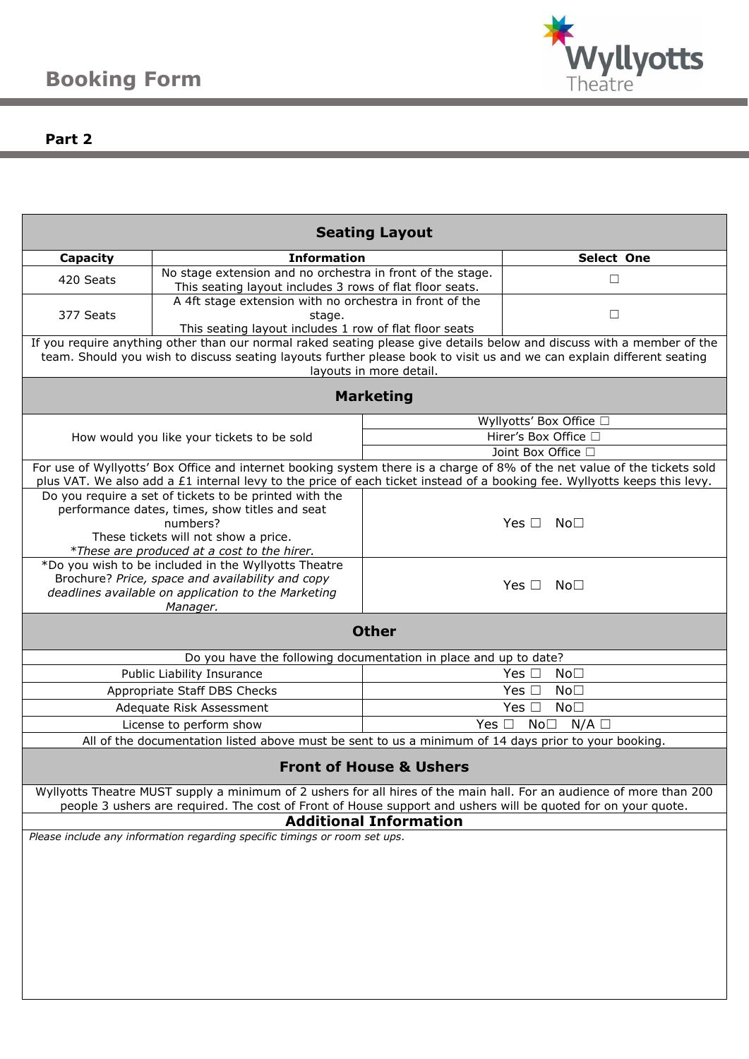# Booking Form

## Part 2

## Seating Layout

| Capacity | Information | Select One |
|---|---|---|
| 420 Seats | No stage extension and no orchestra in front of the stage. This seating layout includes 3 rows of flat floor seats. | ☐ |
| 377 Seats | A 4ft stage extension with no orchestra in front of the stage. This seating layout includes 1 row of flat floor seats | ☐ |

If you require anything other than our normal raked seating please give details below and discuss with a member of the team. Should you wish to discuss seating layouts further please book to visit us and we can explain different seating layouts in more detail.

## Marketing

| | |
|---|---|
| How would you like your tickets to be sold | Wyllyotts' Box Office ☐ |
| | Hirer's Box Office ☐ |
| | Joint Box Office ☐ |

For use of Wyllyotts' Box Office and internet booking system there is a charge of 8% of the net value of the tickets sold plus VAT. We also add a £1 internal levy to the price of each ticket instead of a booking fee. Wyllyotts keeps this levy.

| | |
|---|---|
| Do you require a set of tickets to be printed with the performance dates, times, show titles and seat numbers? These tickets will not show a price. *These are produced at a cost to the hirer.* | Yes ☐ No☐ |
| *Do you wish to be included in the Wyllyotts Theatre Brochure? *Price, space and availability and copy deadlines available on application to the Marketing Manager.* | Yes ☐ No☐ |

## Other

Do you have the following documentation in place and up to date?

| | |
|---|---|
| Public Liability Insurance | Yes ☐ No☐ |
| Appropriate Staff DBS Checks | Yes ☐ No☐ |
| Adequate Risk Assessment | Yes ☐ No☐ |
| License to perform show | Yes ☐ No☐ N/A ☐ |

All of the documentation listed above must be sent to us a minimum of 14 days prior to your booking.

## Front of House & Ushers

Wyllyotts Theatre MUST supply a minimum of 2 ushers for all hires of the main hall. For an audience of more than 200 people 3 ushers are required. The cost of Front of House support and ushers will be quoted for on your quote.

## Additional Information

*Please include any information regarding specific timings or room set ups.*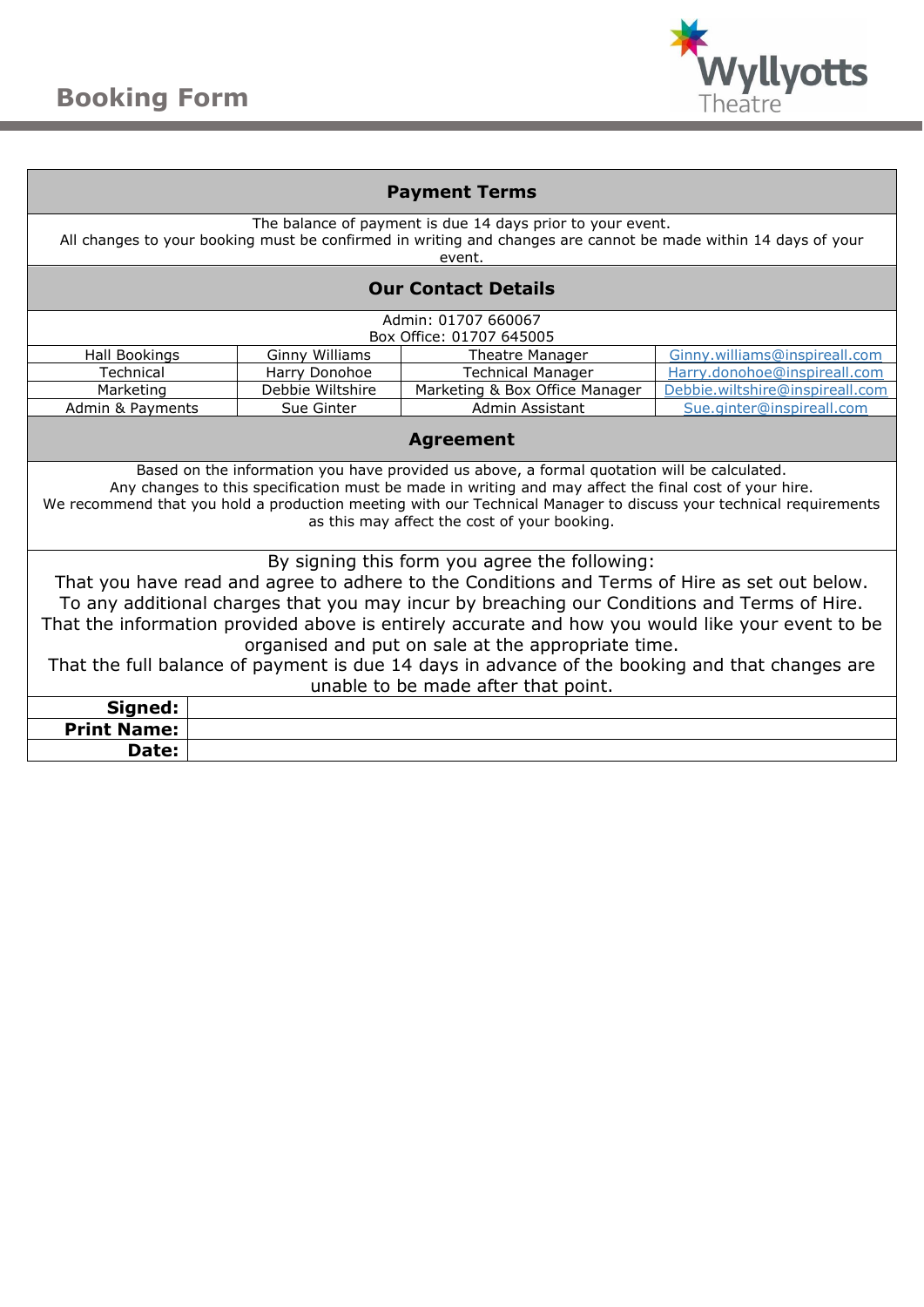# Booking Form

Wyllyotts Theatre

## Payment Terms

The balance of payment is due 14 days prior to your event.
All changes to your booking must be confirmed in writing and changes are cannot be made within 14 days of your event.

## Our Contact Details

Admin: 01707 660067
Box Office: 01707 645005

| | | | |
|---|---|---|---|
| Hall Bookings | Ginny Williams | Theatre Manager | Ginny.williams@inspireall.com |
| Technical | Harry Donohoe | Technical Manager | Harry.donohoe@inspireall.com |
| Marketing | Debbie Wiltshire | Marketing & Box Office Manager | Debbie.wiltshire@inspireall.com |
| Admin & Payments | Sue Ginter | Admin Assistant | Sue.ginter@inspireall.com |

## Agreement

Based on the information you have provided us above, a formal quotation will be calculated.
Any changes to this specification must be made in writing and may affect the final cost of your hire.
We recommend that you hold a production meeting with our Technical Manager to discuss your technical requirements as this may affect the cost of your booking.

By signing this form you agree the following:
That you have read and agree to adhere to the Conditions and Terms of Hire as set out below.
To any additional charges that you may incur by breaching our Conditions and Terms of Hire.
That the information provided above is entirely accurate and how you would like your event to be organised and put on sale at the appropriate time.
That the full balance of payment is due 14 days in advance of the booking and that changes are unable to be made after that point.

| | |
|---|---|
| **Signed:** | |
| **Print Name:** | |
| **Date:** | |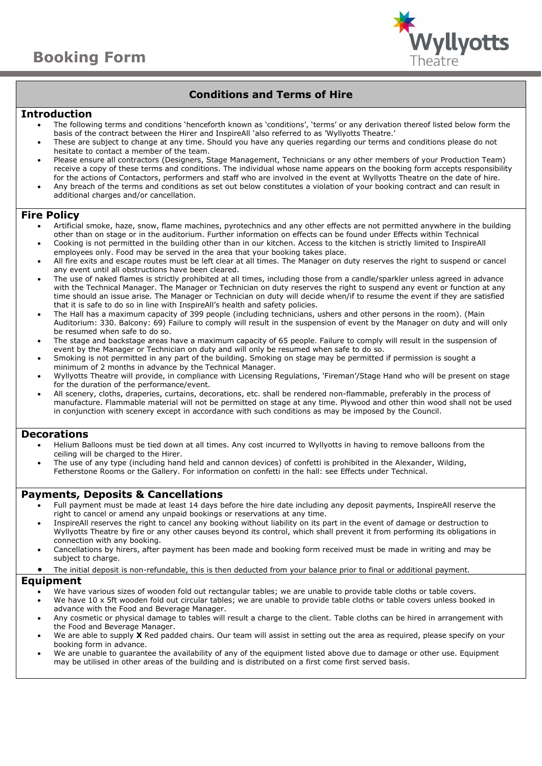# Booking Form

## Conditions and Terms of Hire

### Introduction

- The following terms and conditions 'henceforth known as 'conditions', 'terms' or any derivation thereof listed below form the basis of the contract between the Hirer and InspireAll 'also referred to as 'Wyllyotts Theatre.'
- These are subject to change at any time. Should you have any queries regarding our terms and conditions please do not hesitate to contact a member of the team.
- Please ensure all contractors (Designers, Stage Management, Technicians or any other members of your Production Team) receive a copy of these terms and conditions. The individual whose name appears on the booking form accepts responsibility for the actions of Contactors, performers and staff who are involved in the event at Wyllyotts Theatre on the date of hire.
- Any breach of the terms and conditions as set out below constitutes a violation of your booking contract and can result in additional charges and/or cancellation.

### Fire Policy

- Artificial smoke, haze, snow, flame machines, pyrotechnics and any other effects are not permitted anywhere in the building other than on stage or in the auditorium. Further information on effects can be found under Effects within Technical
- Cooking is not permitted in the building other than in our kitchen. Access to the kitchen is strictly limited to InspireAll employees only. Food may be served in the area that your booking takes place.
- All fire exits and escape routes must be left clear at all times. The Manager on duty reserves the right to suspend or cancel any event until all obstructions have been cleared.
- The use of naked flames is strictly prohibited at all times, including those from a candle/sparkler unless agreed in advance with the Technical Manager. The Manager or Technician on duty reserves the right to suspend any event or function at any time should an issue arise. The Manager or Technician on duty will decide when/if to resume the event if they are satisfied that it is safe to do so in line with InspireAll's health and safety policies.
- The Hall has a maximum capacity of 399 people (including technicians, ushers and other persons in the room). (Main Auditorium: 330. Balcony: 69) Failure to comply will result in the suspension of event by the Manager on duty and will only be resumed when safe to do so.
- The stage and backstage areas have a maximum capacity of 65 people. Failure to comply will result in the suspension of event by the Manager or Technician on duty and will only be resumed when safe to do so.
- Smoking is not permitted in any part of the building. Smoking on stage may be permitted if permission is sought a minimum of 2 months in advance by the Technical Manager.
- Wyllyotts Theatre will provide, in compliance with Licensing Regulations, 'Fireman'/Stage Hand who will be present on stage for the duration of the performance/event.
- All scenery, cloths, draperies, curtains, decorations, etc. shall be rendered non-flammable, preferably in the process of manufacture. Flammable material will not be permitted on stage at any time. Plywood and other thin wood shall not be used in conjunction with scenery except in accordance with such conditions as may be imposed by the Council.

### Decorations

- Helium Balloons must be tied down at all times. Any cost incurred to Wyllyotts in having to remove balloons from the ceiling will be charged to the Hirer.
- The use of any type (including hand held and cannon devices) of confetti is prohibited in the Alexander, Wilding, Fetherstone Rooms or the Gallery. For information on confetti in the hall: see Effects under Technical.

### Payments, Deposits & Cancellations

- Full payment must be made at least 14 days before the hire date including any deposit payments, InspireAll reserve the right to cancel or amend any unpaid bookings or reservations at any time.
- InspireAll reserves the right to cancel any booking without liability on its part in the event of damage or destruction to Wyllyotts Theatre by fire or any other causes beyond its control, which shall prevent it from performing its obligations in connection with any booking.
- Cancellations by hirers, after payment has been made and booking form received must be made in writing and may be subject to charge.
- The initial deposit is non-refundable, this is then deducted from your balance prior to final or additional payment.

### Equipment

- We have various sizes of wooden fold out rectangular tables; we are unable to provide table cloths or table covers.
- We have 10 x 5ft wooden fold out circular tables; we are unable to provide table cloths or table covers unless booked in advance with the Food and Beverage Manager.
- Any cosmetic or physical damage to tables will result a charge to the client. Table cloths can be hired in arrangement with the Food and Beverage Manager.
- We are able to supply **X** Red padded chairs. Our team will assist in setting out the area as required, please specify on your booking form in advance.
- We are unable to guarantee the availability of any of the equipment listed above due to damage or other use. Equipment may be utilised in other areas of the building and is distributed on a first come first served basis.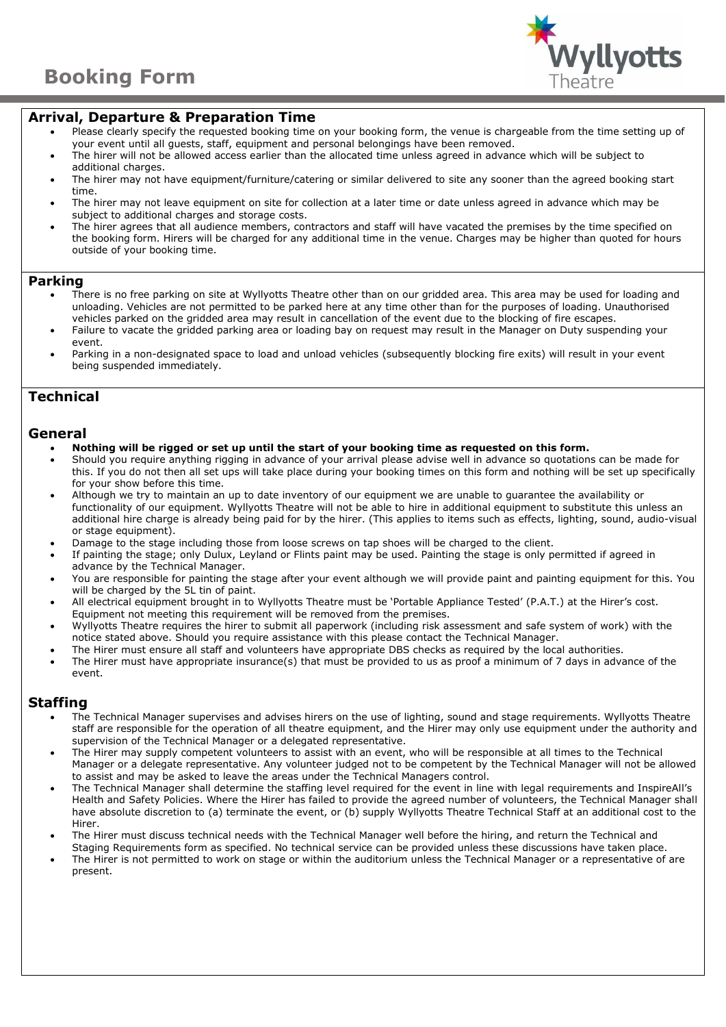# Booking Form

## Arrival, Departure & Preparation Time

- Please clearly specify the requested booking time on your booking form, the venue is chargeable from the time setting up of your event until all guests, staff, equipment and personal belongings have been removed.
- The hirer will not be allowed access earlier than the allocated time unless agreed in advance which will be subject to additional charges.
- The hirer may not have equipment/furniture/catering or similar delivered to site any sooner than the agreed booking start time.
- The hirer may not leave equipment on site for collection at a later time or date unless agreed in advance which may be subject to additional charges and storage costs.
- The hirer agrees that all audience members, contractors and staff will have vacated the premises by the time specified on the booking form. Hirers will be charged for any additional time in the venue. Charges may be higher than quoted for hours outside of your booking time.

## Parking

- There is no free parking on site at Wyllyotts Theatre other than on our gridded area. This area may be used for loading and unloading. Vehicles are not permitted to be parked here at any time other than for the purposes of loading. Unauthorised vehicles parked on the gridded area may result in cancellation of the event due to the blocking of fire escapes.
- Failure to vacate the gridded parking area or loading bay on request may result in the Manager on Duty suspending your event.
- Parking in a non-designated space to load and unload vehicles (subsequently blocking fire exits) will result in your event being suspended immediately.

## Technical

### General

- **Nothing will be rigged or set up until the start of your booking time as requested on this form.**
- Should you require anything rigging in advance of your arrival please advise well in advance so quotations can be made for this. If you do not then all set ups will take place during your booking times on this form and nothing will be set up specifically for your show before this time.
- Although we try to maintain an up to date inventory of our equipment we are unable to guarantee the availability or functionality of our equipment. Wyllyotts Theatre will not be able to hire in additional equipment to substitute this unless an additional hire charge is already being paid for by the hirer. (This applies to items such as effects, lighting, sound, audio-visual or stage equipment).
- Damage to the stage including those from loose screws on tap shoes will be charged to the client.
- If painting the stage; only Dulux, Leyland or Flints paint may be used. Painting the stage is only permitted if agreed in advance by the Technical Manager.
- You are responsible for painting the stage after your event although we will provide paint and painting equipment for this. You will be charged by the 5L tin of paint.
- All electrical equipment brought in to Wyllyotts Theatre must be 'Portable Appliance Tested' (P.A.T.) at the Hirer's cost. Equipment not meeting this requirement will be removed from the premises.
- Wyllyotts Theatre requires the hirer to submit all paperwork (including risk assessment and safe system of work) with the notice stated above. Should you require assistance with this please contact the Technical Manager.
- The Hirer must ensure all staff and volunteers have appropriate DBS checks as required by the local authorities.
- The Hirer must have appropriate insurance(s) that must be provided to us as proof a minimum of 7 days in advance of the event.

### Staffing

- The Technical Manager supervises and advises hirers on the use of lighting, sound and stage requirements. Wyllyotts Theatre staff are responsible for the operation of all theatre equipment, and the Hirer may only use equipment under the authority and supervision of the Technical Manager or a delegated representative.
- The Hirer may supply competent volunteers to assist with an event, who will be responsible at all times to the Technical Manager or a delegate representative. Any volunteer judged not to be competent by the Technical Manager will not be allowed to assist and may be asked to leave the areas under the Technical Managers control.
- The Technical Manager shall determine the staffing level required for the event in line with legal requirements and InspireAll's Health and Safety Policies. Where the Hirer has failed to provide the agreed number of volunteers, the Technical Manager shall have absolute discretion to (a) terminate the event, or (b) supply Wyllyotts Theatre Technical Staff at an additional cost to the Hirer.
- The Hirer must discuss technical needs with the Technical Manager well before the hiring, and return the Technical and Staging Requirements form as specified. No technical service can be provided unless these discussions have taken place.
- The Hirer is not permitted to work on stage or within the auditorium unless the Technical Manager or a representative of are present.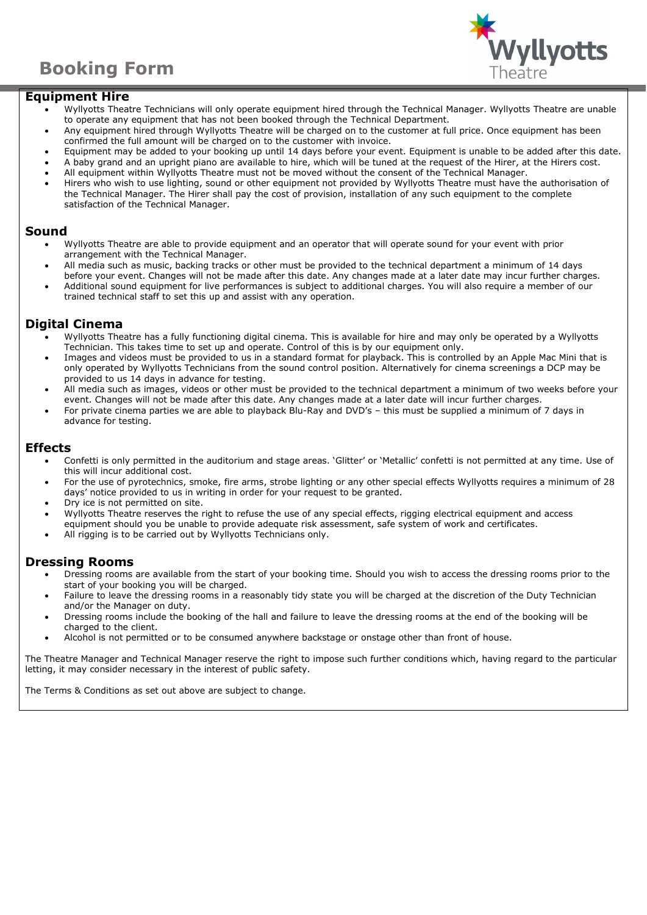# Booking Form

## Equipment Hire

- Wyllyotts Theatre Technicians will only operate equipment hired through the Technical Manager. Wyllyotts Theatre are unable to operate any equipment that has not been booked through the Technical Department.
- Any equipment hired through Wyllyotts Theatre will be charged on to the customer at full price. Once equipment has been confirmed the full amount will be charged on to the customer with invoice.
- Equipment may be added to your booking up until 14 days before your event. Equipment is unable to be added after this date.
- A baby grand and an upright piano are available to hire, which will be tuned at the request of the Hirer, at the Hirers cost.
- All equipment within Wyllyotts Theatre must not be moved without the consent of the Technical Manager.
- Hirers who wish to use lighting, sound or other equipment not provided by Wyllyotts Theatre must have the authorisation of the Technical Manager. The Hirer shall pay the cost of provision, installation of any such equipment to the complete satisfaction of the Technical Manager.

## Sound

- Wyllyotts Theatre are able to provide equipment and an operator that will operate sound for your event with prior arrangement with the Technical Manager.
- All media such as music, backing tracks or other must be provided to the technical department a minimum of 14 days before your event. Changes will not be made after this date. Any changes made at a later date may incur further charges.
- Additional sound equipment for live performances is subject to additional charges. You will also require a member of our trained technical staff to set this up and assist with any operation.

## Digital Cinema

- Wyllyotts Theatre has a fully functioning digital cinema. This is available for hire and may only be operated by a Wyllyotts Technician. This takes time to set up and operate. Control of this is by our equipment only.
- Images and videos must be provided to us in a standard format for playback. This is controlled by an Apple Mac Mini that is only operated by Wyllyotts Technicians from the sound control position. Alternatively for cinema screenings a DCP may be provided to us 14 days in advance for testing.
- All media such as images, videos or other must be provided to the technical department a minimum of two weeks before your event. Changes will not be made after this date. Any changes made at a later date will incur further charges.
- For private cinema parties we are able to playback Blu-Ray and DVD's – this must be supplied a minimum of 7 days in advance for testing.

## Effects

- Confetti is only permitted in the auditorium and stage areas. 'Glitter' or 'Metallic' confetti is not permitted at any time. Use of this will incur additional cost.
- For the use of pyrotechnics, smoke, fire arms, strobe lighting or any other special effects Wyllyotts requires a minimum of 28 days' notice provided to us in writing in order for your request to be granted.
- Dry ice is not permitted on site.
- Wyllyotts Theatre reserves the right to refuse the use of any special effects, rigging electrical equipment and access equipment should you be unable to provide adequate risk assessment, safe system of work and certificates.
- All rigging is to be carried out by Wyllyotts Technicians only.

## Dressing Rooms

- Dressing rooms are available from the start of your booking time. Should you wish to access the dressing rooms prior to the start of your booking you will be charged.
- Failure to leave the dressing rooms in a reasonably tidy state you will be charged at the discretion of the Duty Technician and/or the Manager on duty.
- Dressing rooms include the booking of the hall and failure to leave the dressing rooms at the end of the booking will be charged to the client.
- Alcohol is not permitted or to be consumed anywhere backstage or onstage other than front of house.

The Theatre Manager and Technical Manager reserve the right to impose such further conditions which, having regard to the particular letting, it may consider necessary in the interest of public safety.

The Terms & Conditions as set out above are subject to change.